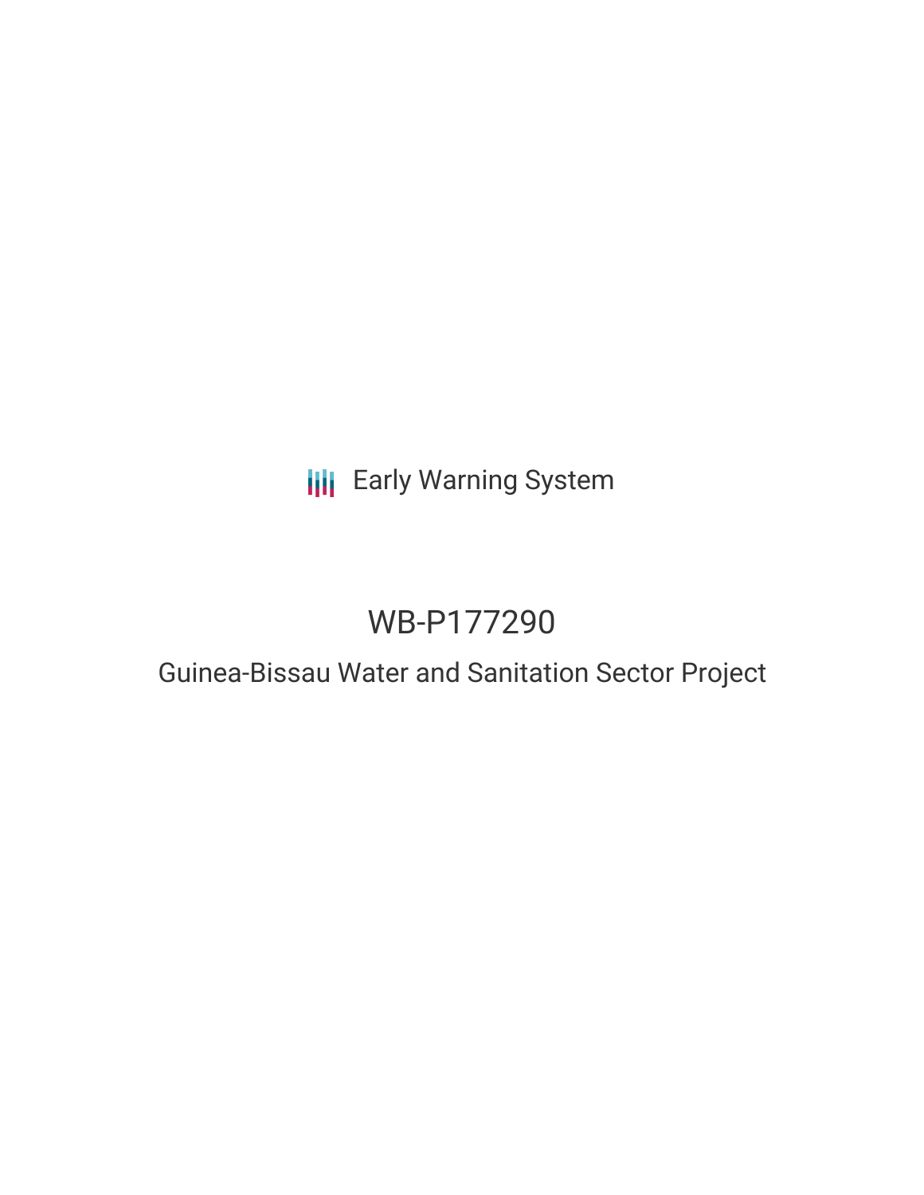Early Warning System

# WB-P177290

## Guinea-Bissau Water and Sanitation Sector Project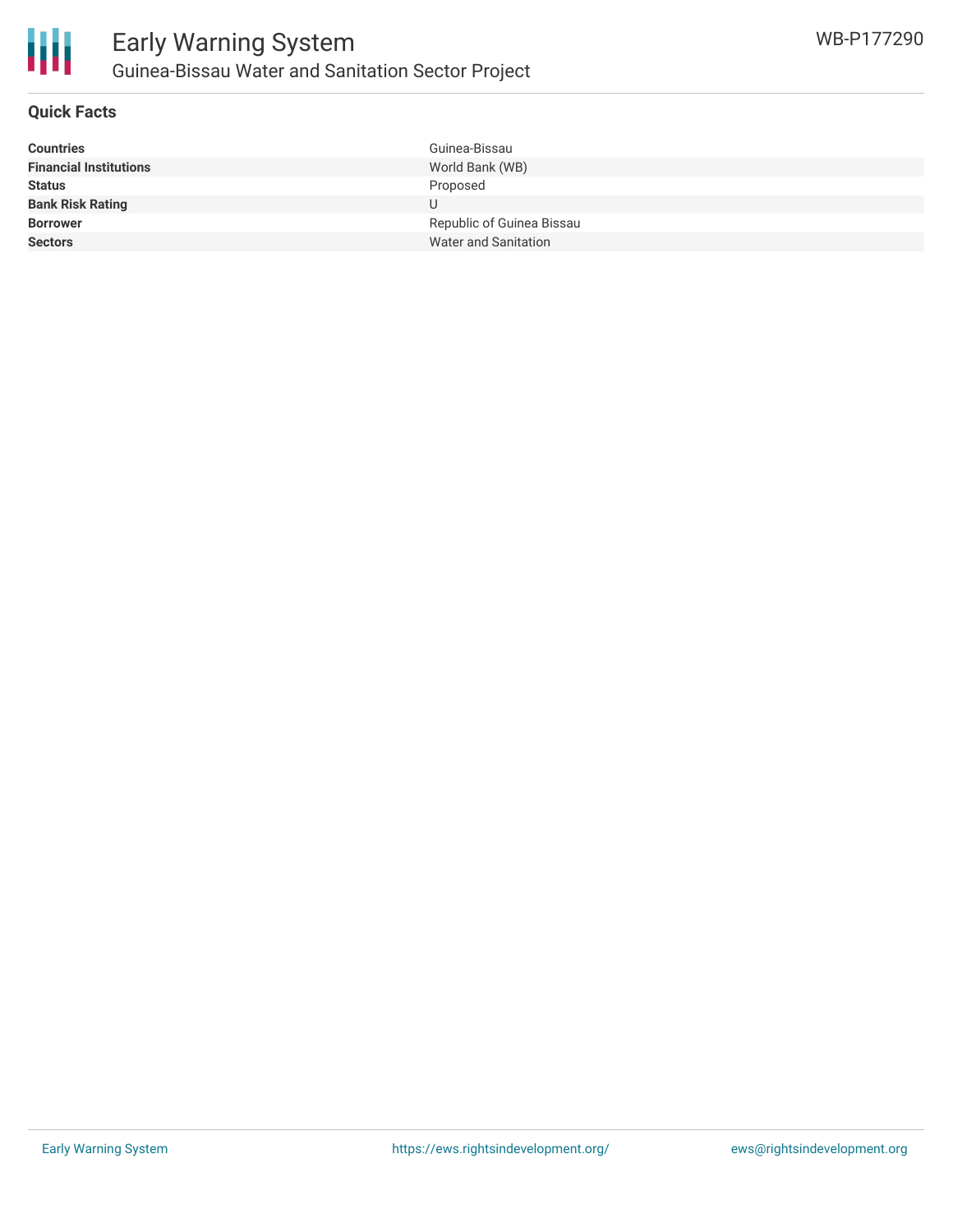# Early Warning System

## Guinea-Bissau Water and Sanitation Sector Project

WB-P177290

### Quick Facts

| | |
|---|---|
| **Countries** | Guinea-Bissau |
| **Financial Institutions** | World Bank (WB) |
| **Status** | Proposed |
| **Bank Risk Rating** | U |
| **Borrower** | Republic of Guinea Bissau |
| **Sectors** | Water and Sanitation |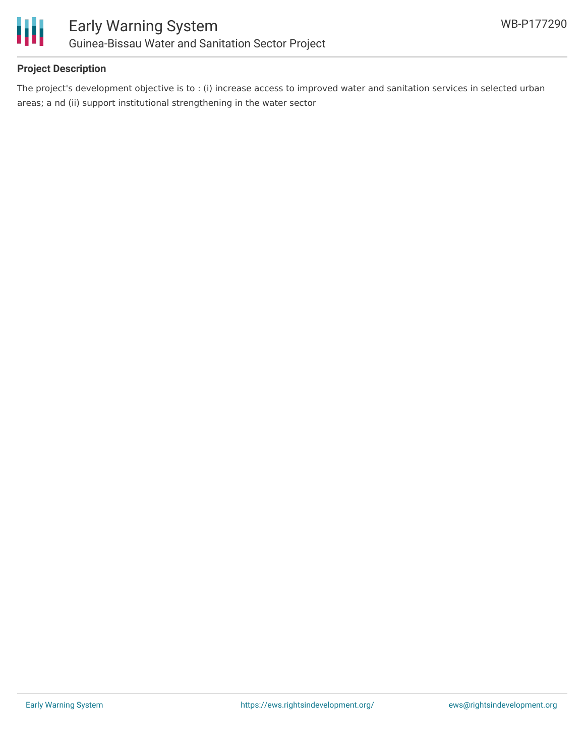## Project Description

The project's development objective is to : (i) increase access to improved water and sanitation services in selected urban areas; a nd (ii) support institutional strengthening in the water sector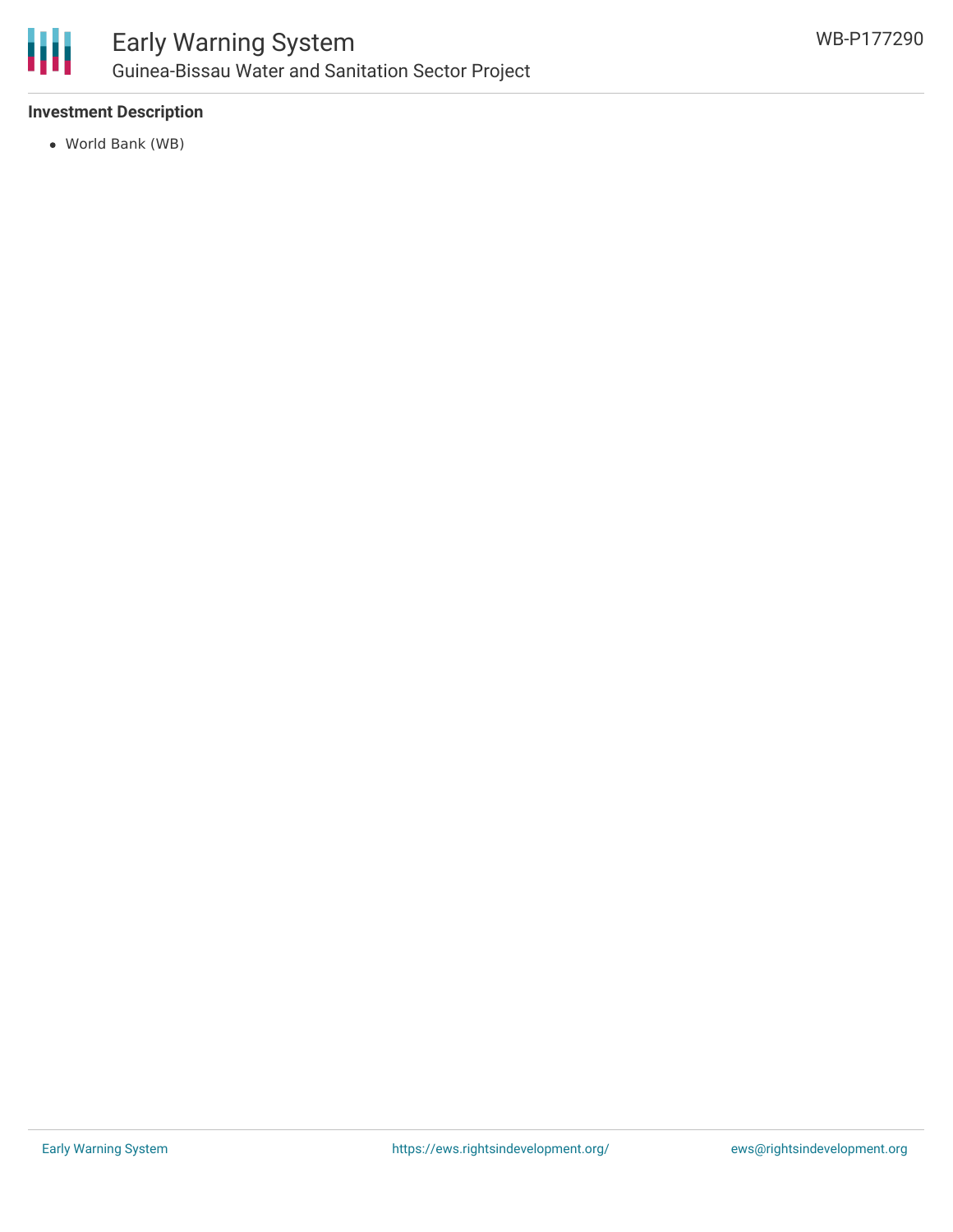**Investment Description**

- World Bank (WB)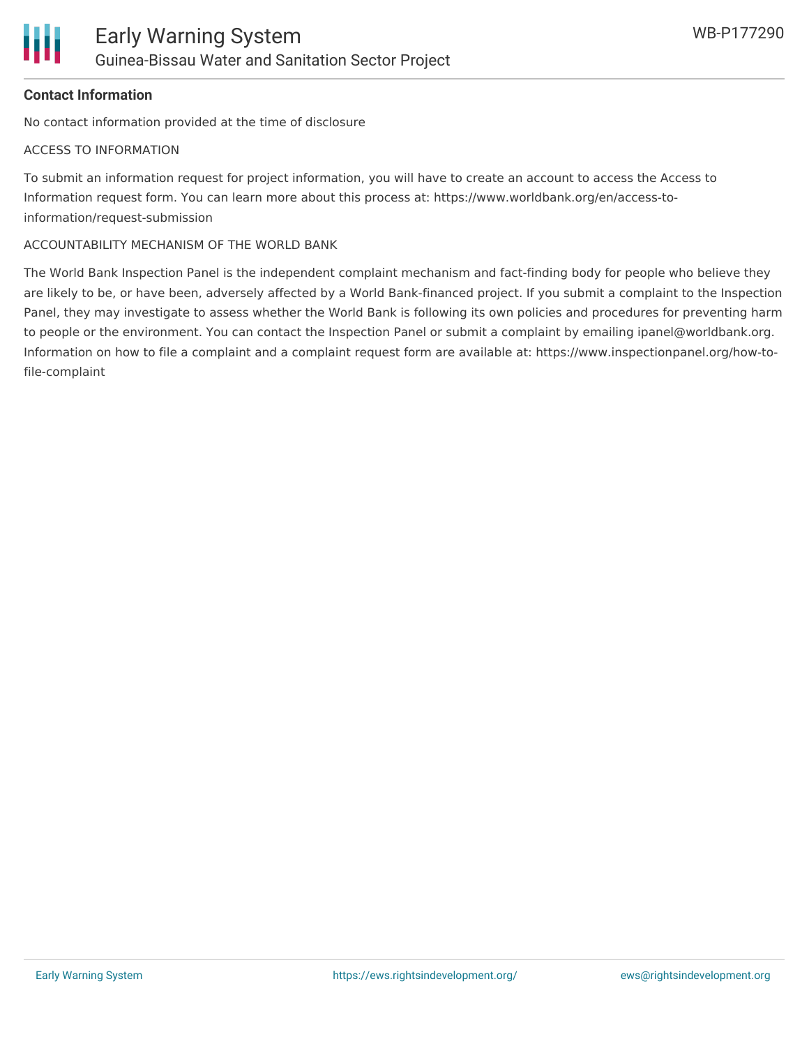**Contact Information**

No contact information provided at the time of disclosure

ACCESS TO INFORMATION

To submit an information request for project information, you will have to create an account to access the Access to Information request form. You can learn more about this process at: https://www.worldbank.org/en/access-to-information/request-submission

ACCOUNTABILITY MECHANISM OF THE WORLD BANK

The World Bank Inspection Panel is the independent complaint mechanism and fact-finding body for people who believe they are likely to be, or have been, adversely affected by a World Bank-financed project. If you submit a complaint to the Inspection Panel, they may investigate to assess whether the World Bank is following its own policies and procedures for preventing harm to people or the environment. You can contact the Inspection Panel or submit a complaint by emailing ipanel@worldbank.org. Information on how to file a complaint and a complaint request form are available at: https://www.inspectionpanel.org/how-to-file-complaint